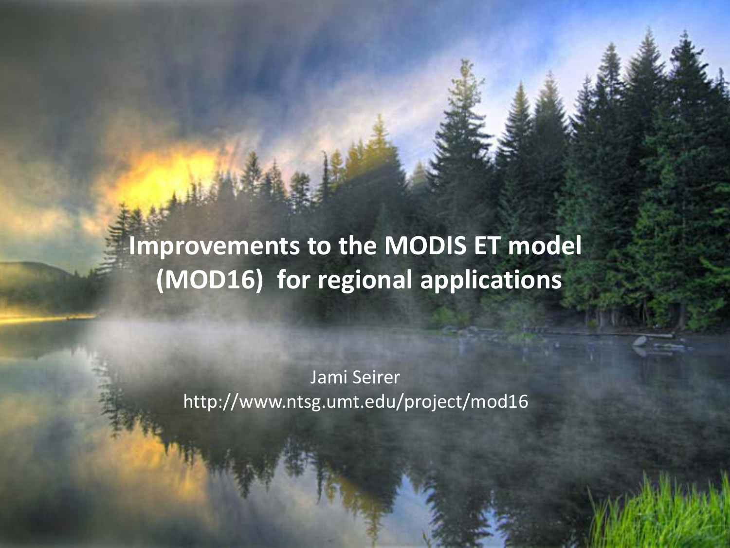# Improvements to the MODIS ET model (MOD16) for regional applications

Jami Seirer

http://www.ntsg.umt.edu/project/mod16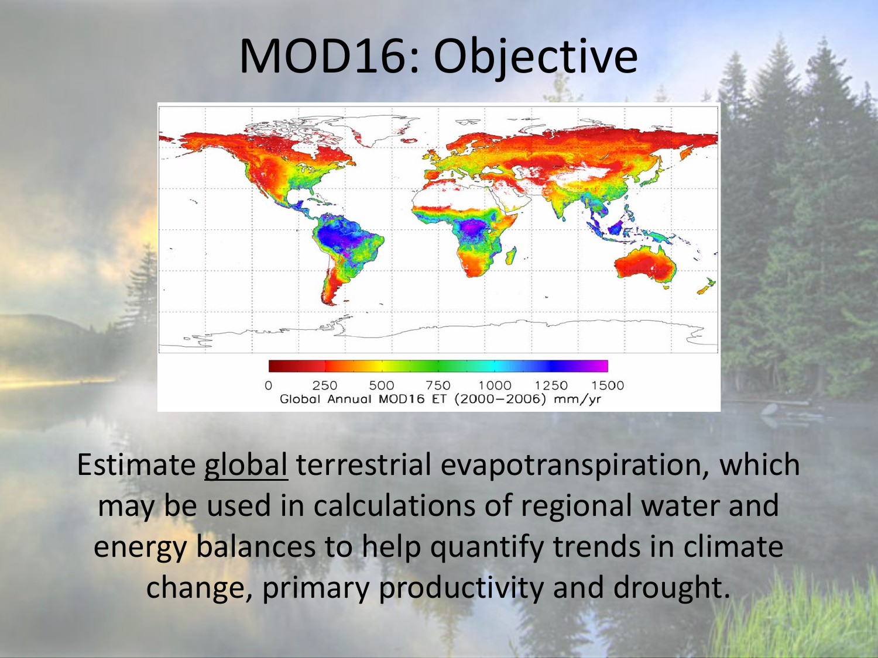# MOD16: Objective

0 250 500 750 1000 1250 1500
Global Annual MOD16 ET (2000–2006) mm/yr

Estimate global terrestrial evapotranspiration, which may be used in calculations of regional water and energy balances to help quantify trends in climate change, primary productivity and drought.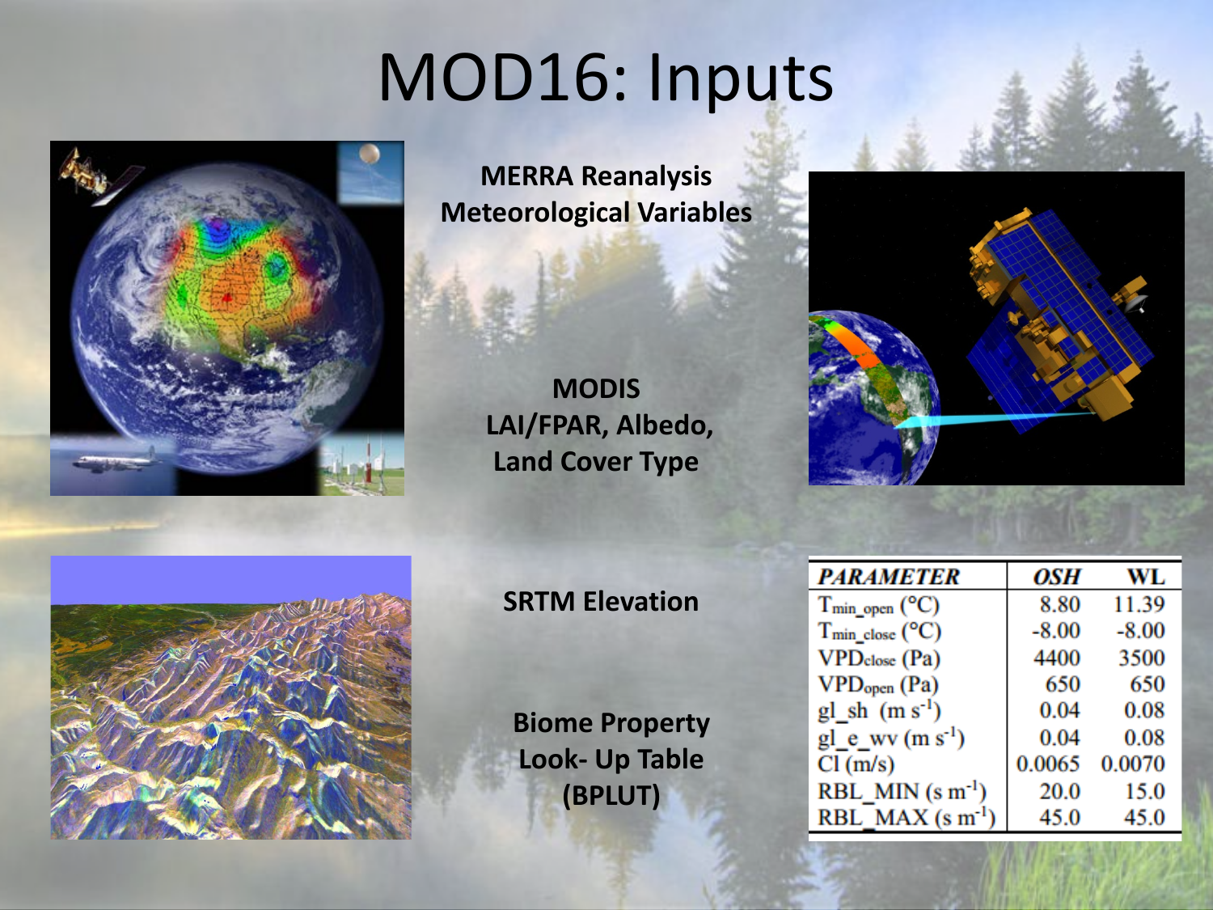# MOD16: Inputs

**MERRA Reanalysis Meteorological Variables**

**MODIS LAI/FPAR, Albedo, Land Cover Type**

**SRTM Elevation**

**Biome Property Look- Up Table (BPLUT)**

| *PARAMETER* | *OSH* | WL |
|---|---|---|
| $T_{min\_open}$ (°C) | 8.80 | 11.39 |
| $T_{min\_close}$ (°C) | -8.00 | -8.00 |
| $VPD_{close}$ (Pa) | 4400 | 3500 |
| $VPD_{open}$ (Pa) | 650 | 650 |
| gl_sh (m $s^{-1}$) | 0.04 | 0.08 |
| gl_e_wv (m $s^{-1}$) | 0.04 | 0.08 |
| Cl (m/s) | 0.0065 | 0.0070 |
| RBL_MIN (s $m^{-1}$) | 20.0 | 15.0 |
| RBL_MAX (s $m^{-1}$) | 45.0 | 45.0 |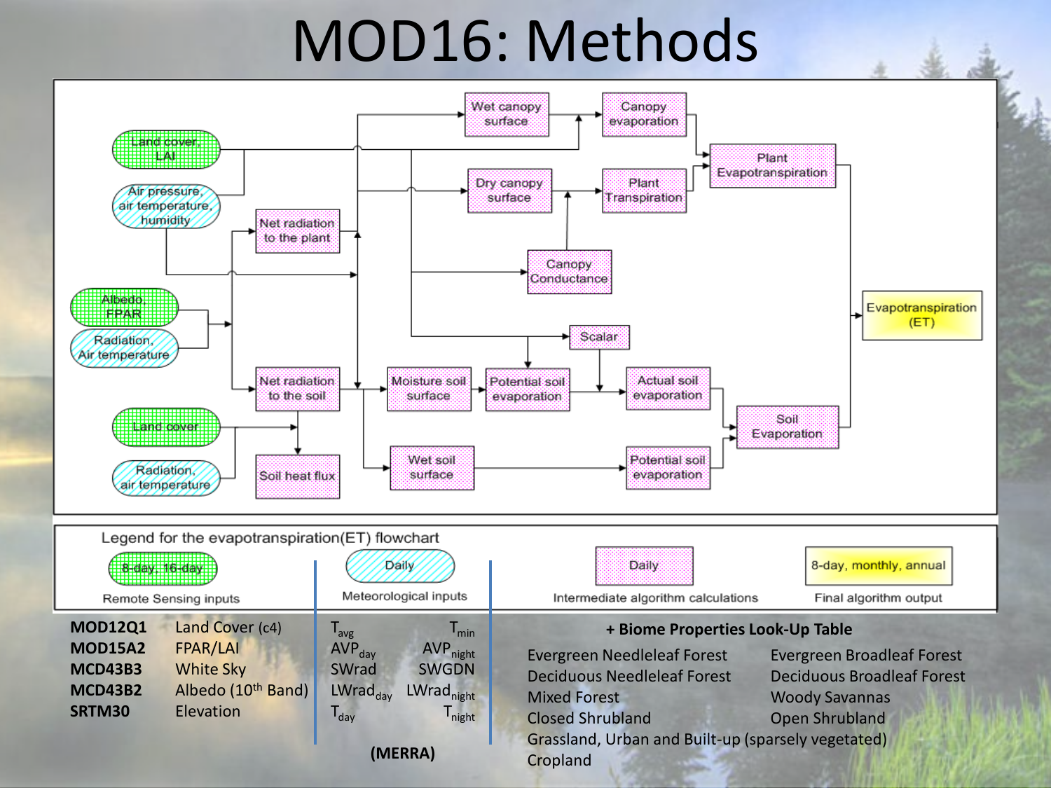# MOD16: Methods

Land cover, LAI

Air pressure, air temperature, humidity

Albedo, FPAR

Radiation, Air temperature

Land cover

Radiation, air temperature

Wet canopy surface

Canopy evaporation

Plant Evapotranspiration

Dry canopy surface

Plant Transpiration

Net radiation to the plant

Canopy Conductance

Scalar

Net radiation to the soil

Moisture soil surface

Potential soil evaporation

Actual soil evaporation

Soil Evaporation

Soil heat flux

Wet soil surface

Potential soil evaporation

Evapotranspiration (ET)

Legend for the evapotranspiration(ET) flowchart

| 8-day, 16-day | Daily | Daily | 8-day, monthly, annual |
|---|---|---|---|
| Remote Sensing inputs | Meteorological inputs | Intermediate algorithm calculations | Final algorithm output |

| | |
|---|---|
| **MOD12Q1** | Land Cover (c4) |
| **MOD15A2** | FPAR/LAI |
| **MCD43B3** | White Sky |
| **MCD43B2** | Albedo (10th Band) |
| **SRTM30** | Elevation |

| | |
|---|---|
| $T_{avg}$ | $T_{min}$ |
| $AVP_{day}$ | $AVP_{night}$ |
| SWrad | SWGDN |
| $LWrad_{day}$ | $LWrad_{night}$ |
| $T_{day}$ | $T_{night}$ |

**(MERRA)**

**+ Biome Properties Look-Up Table**

| | |
|---|---|
| Evergreen Needleleaf Forest | Evergreen Broadleaf Forest |
| Deciduous Needleleaf Forest | Deciduous Broadleaf Forest |
| Mixed Forest | Woody Savannas |
| Closed Shrubland | Open Shrubland |

Grassland, Urban and Built-up (sparsely vegetated)

Cropland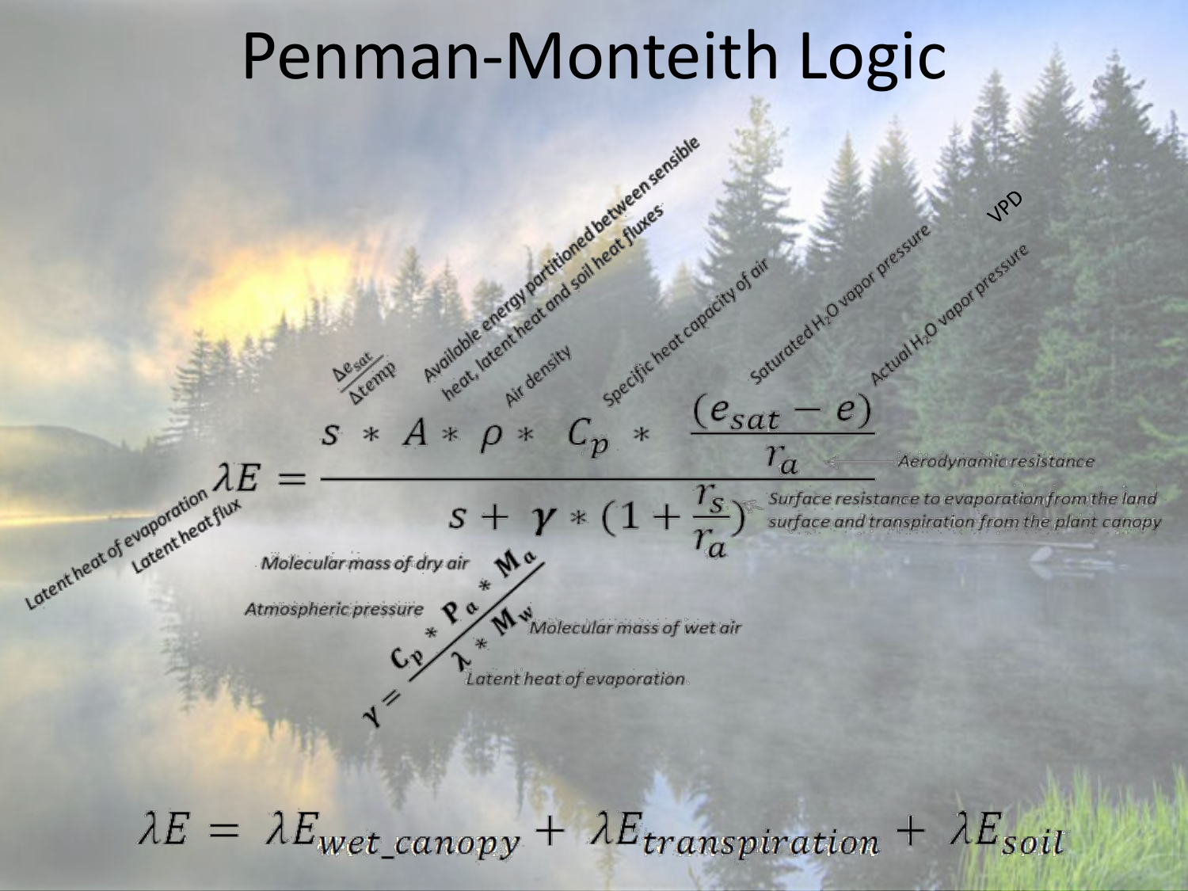# Penman-Monteith Logic

$$\lambda E = \frac{s * A * \rho * C_p * \frac{(e_{sat} - e)}{r_a}}{s + \gamma * (1 + \frac{r_s}{r_a})}$$

- $\lambda E$: Latent heat of evaporation; Latent heat flux
- $s$: $\frac{\Delta e_{sat}}{\Delta temp}$
- $A$: Available energy partitioned between sensible heat, latent heat and soil heat fluxes
- $\rho$: Air density
- $C_p$: Specific heat capacity of air
- $e_{sat}$: Saturated $H_2O$ vapor pressure
- $e$: Actual $H_2O$ vapor pressure
- $(e_{sat} - e)$: VPD
- $r_a$: Aerodynamic resistance
- $r_s$: Surface resistance to evaporation from the land surface and transpiration from the plant canopy

$$\gamma = \frac{C_p * P_a * M_a}{\lambda * M_w}$$

- $P_a$: Atmospheric pressure
- $M_a$: Molecular mass of dry air
- $M_w$: Molecular mass of wet air
- $\lambda$: Latent heat of evaporation

$$\lambda E = \lambda E_{wet\_canopy} + \lambda E_{transpiration} + \lambda E_{soil}$$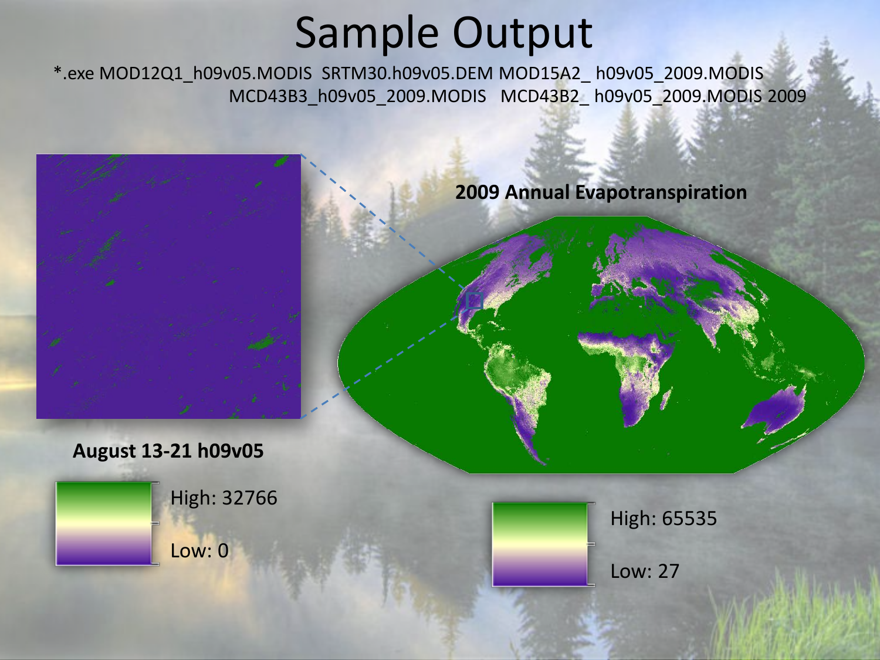# Sample Output

```
*.exe MOD12Q1_h09v05.MODIS  SRTM30.h09v05.DEM MOD15A2_ h09v05_2009.MODIS
      MCD43B3_h09v05_2009.MODIS   MCD43B2_ h09v05_2009.MODIS 2009
```

**2009 Annual Evapotranspiration**

High: 65535

Low: 27

**August 13-21 h09v05**

High: 32766

Low: 0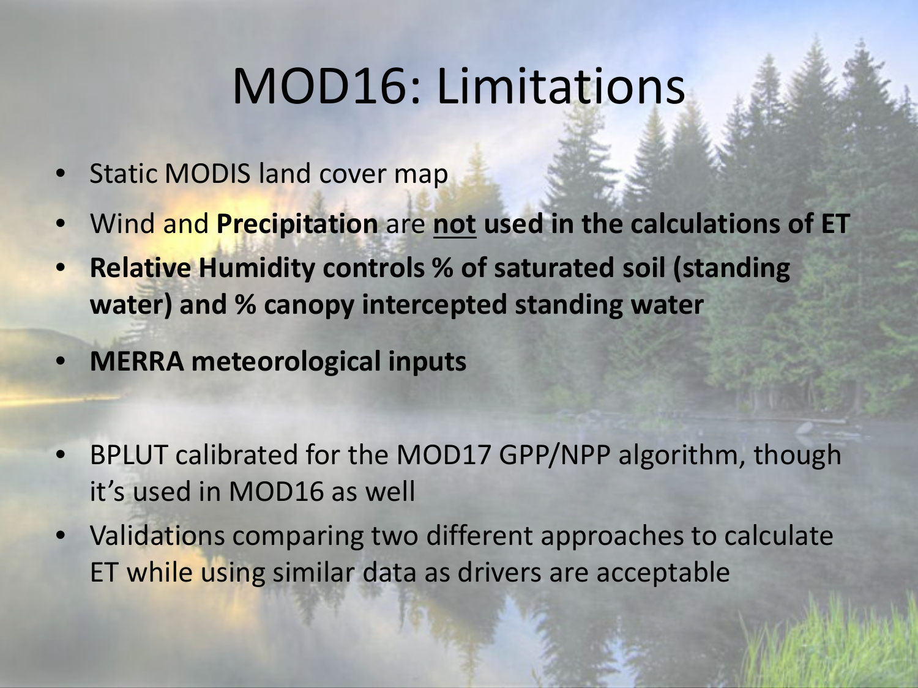# MOD16: Limitations

- Static MODIS land cover map
- Wind and **Precipitation** are **<u>not</u> used in the calculations of ET**
- **Relative Humidity controls % of saturated soil (standing water) and % canopy intercepted standing water**
- **MERRA meteorological inputs**
- BPLUT calibrated for the MOD17 GPP/NPP algorithm, though it's used in MOD16 as well
- Validations comparing two different approaches to calculate ET while using similar data as drivers are acceptable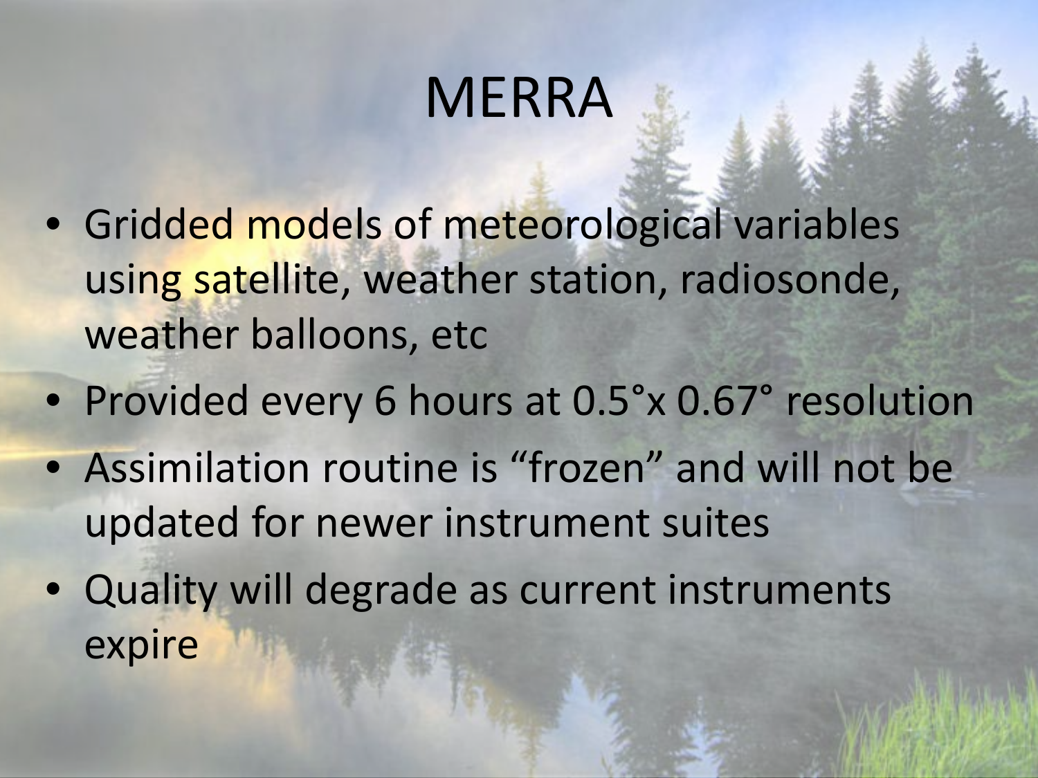# MERRA

- Gridded models of meteorological variables using satellite, weather station, radiosonde, weather balloons, etc
- Provided every 6 hours at 0.5°x 0.67° resolution
- Assimilation routine is “frozen” and will not be updated for newer instrument suites
- Quality will degrade as current instruments expire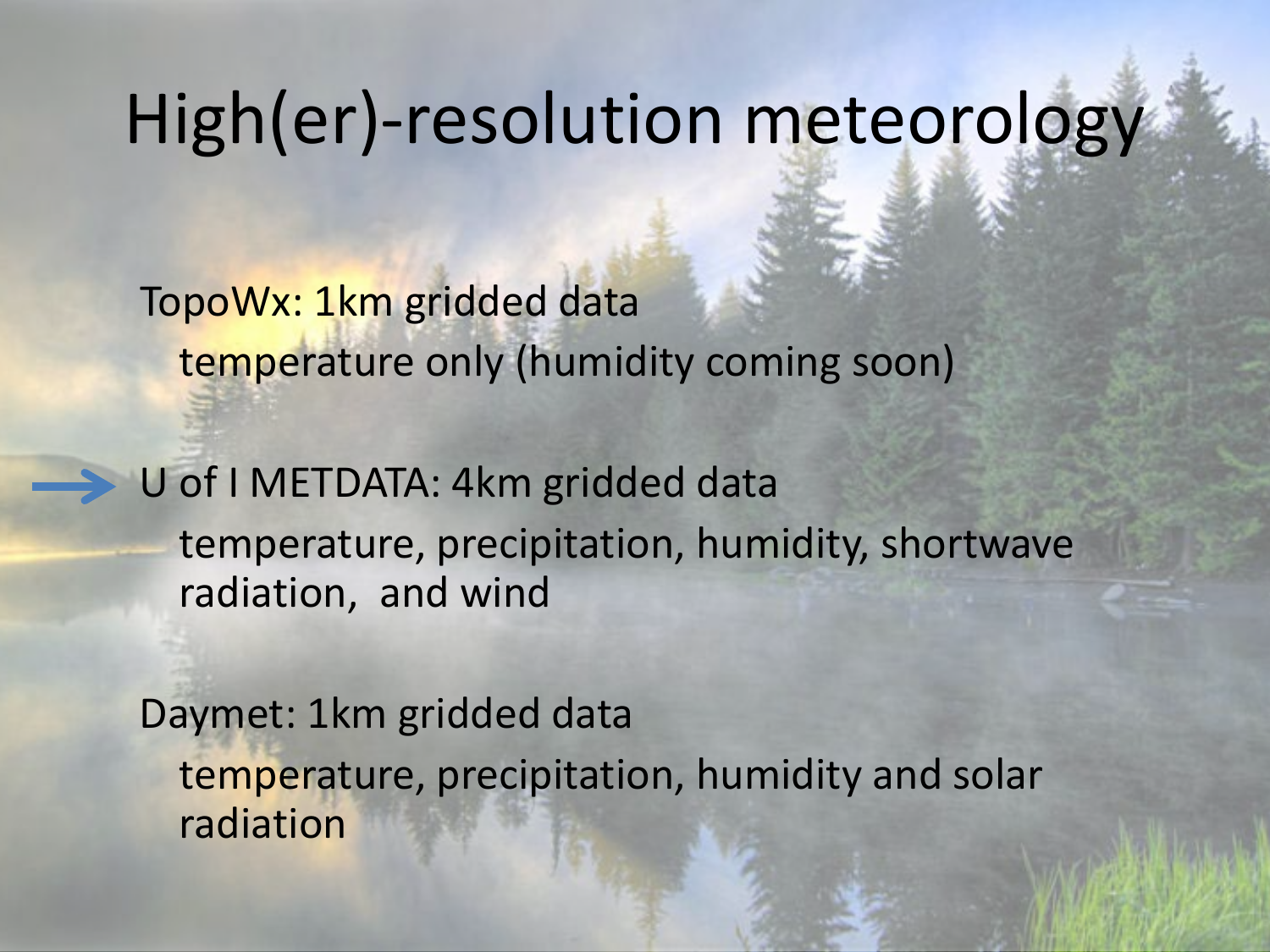# High(er)-resolution meteorology

TopoWx: 1km gridded data

- temperature only (humidity coming soon)

→ U of I METDATA: 4km gridded data

- temperature, precipitation, humidity, shortwave radiation, and wind

Daymet: 1km gridded data

- temperature, precipitation, humidity and solar radiation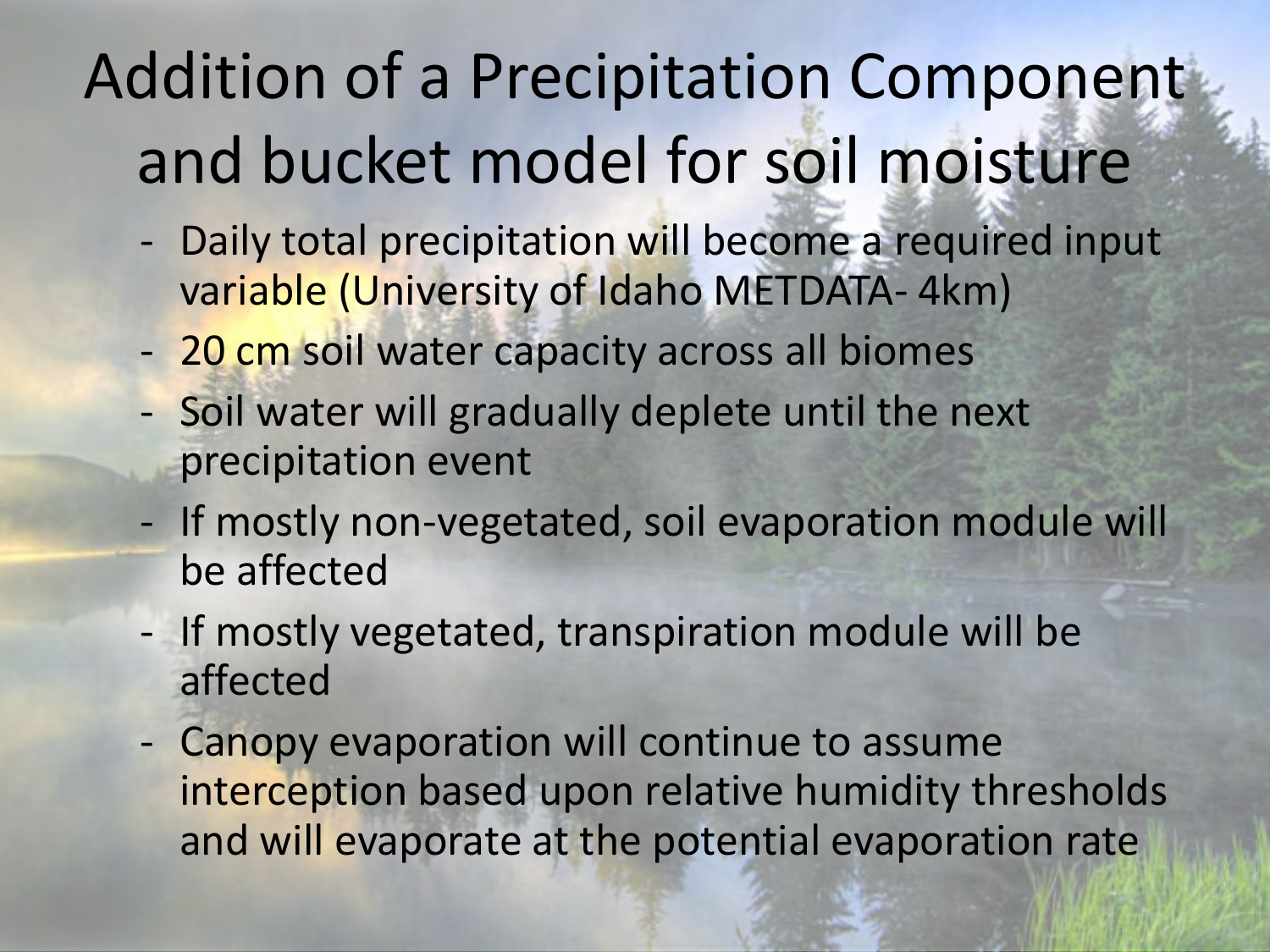# Addition of a Precipitation Component and bucket model for soil moisture

- Daily total precipitation will become a required input variable (University of Idaho METDATA- 4km)
- 20 cm soil water capacity across all biomes
- Soil water will gradually deplete until the next precipitation event
- If mostly non-vegetated, soil evaporation module will be affected
- If mostly vegetated, transpiration module will be affected
- Canopy evaporation will continue to assume interception based upon relative humidity thresholds and will evaporate at the potential evaporation rate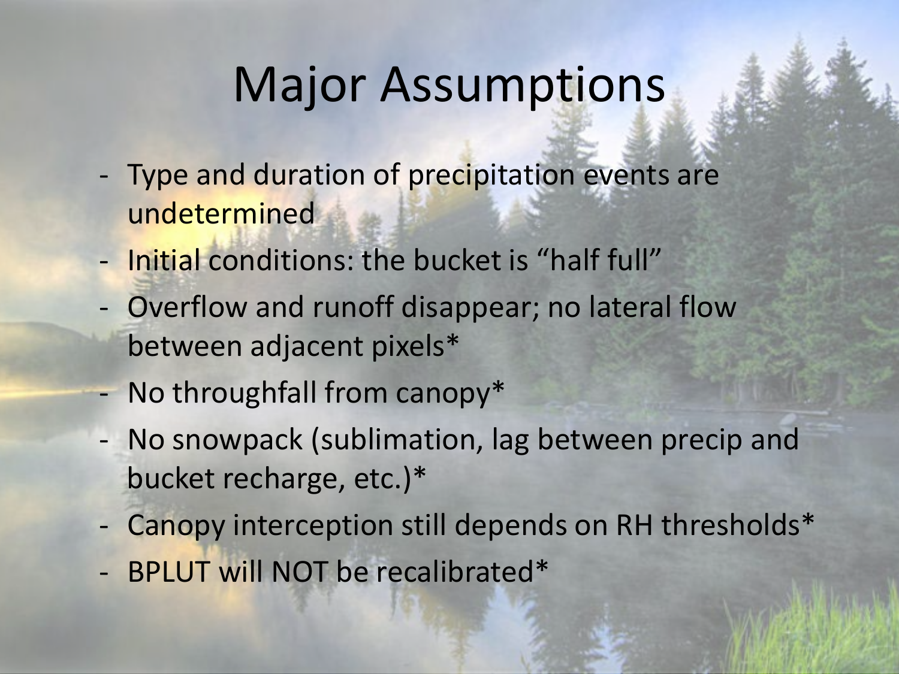# Major Assumptions

- Type and duration of precipitation events are undetermined
- Initial conditions: the bucket is "half full"
- Overflow and runoff disappear; no lateral flow between adjacent pixels*
- No throughfall from canopy*
- No snowpack (sublimation, lag between precip and bucket recharge, etc.)*
- Canopy interception still depends on RH thresholds*
- BPLUT will NOT be recalibrated*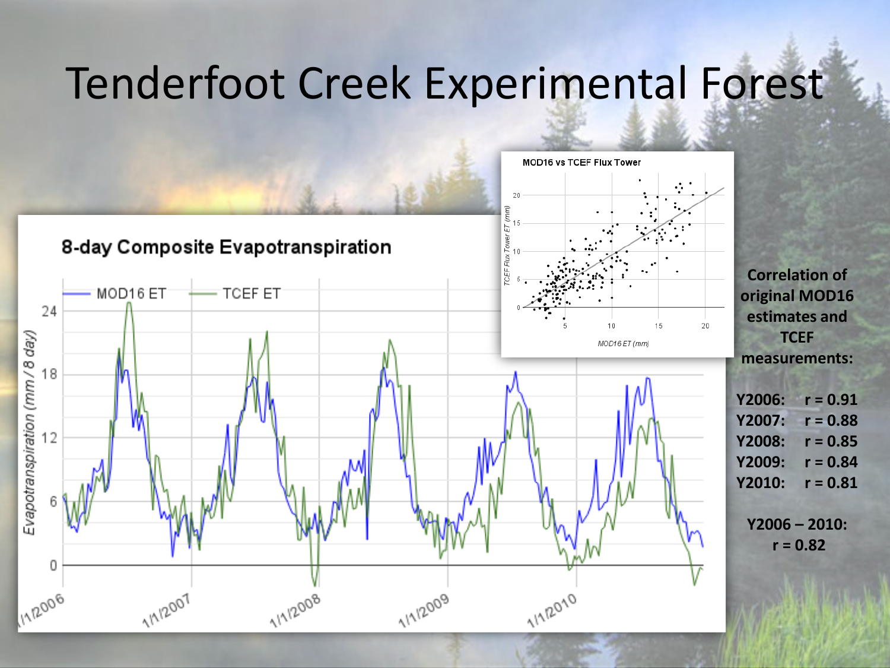# Tenderfoot Creek Experimental Forest

**8-day Composite Evapotranspiration**

**MOD16 vs TCEF Flux Tower**

**Correlation of original MOD16 estimates and TCEF measurements:**

**Y2006: r = 0.91**
**Y2007: r = 0.88**
**Y2008: r = 0.85**
**Y2009: r = 0.84**
**Y2010: r = 0.81**

**Y2006 – 2010: r = 0.82**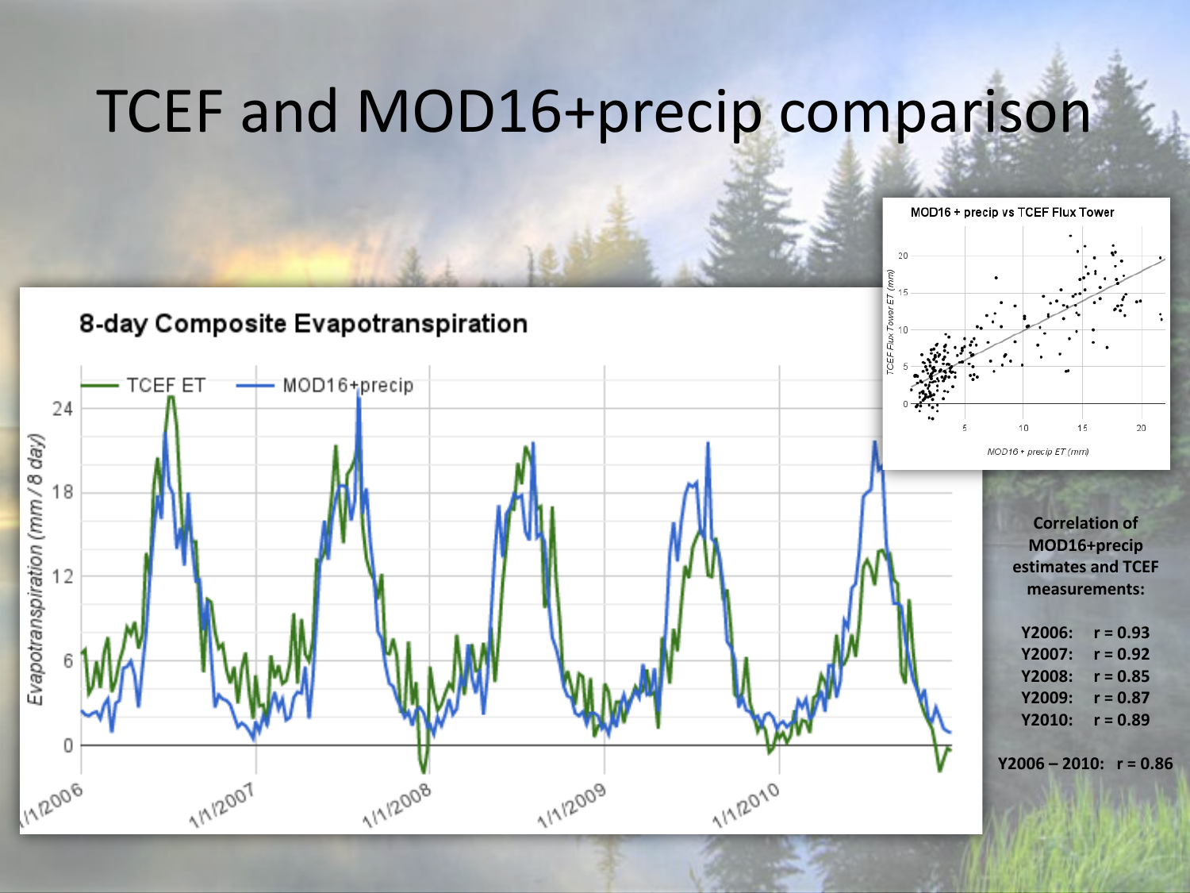# TCEF and MOD16+precip comparison

**Correlation of MOD16+precip estimates and TCEF measurements:**

**Y2006: r = 0.93**
**Y2007: r = 0.92**
**Y2008: r = 0.85**
**Y2009: r = 0.87**
**Y2010: r = 0.89**

**Y2006 – 2010: r = 0.86**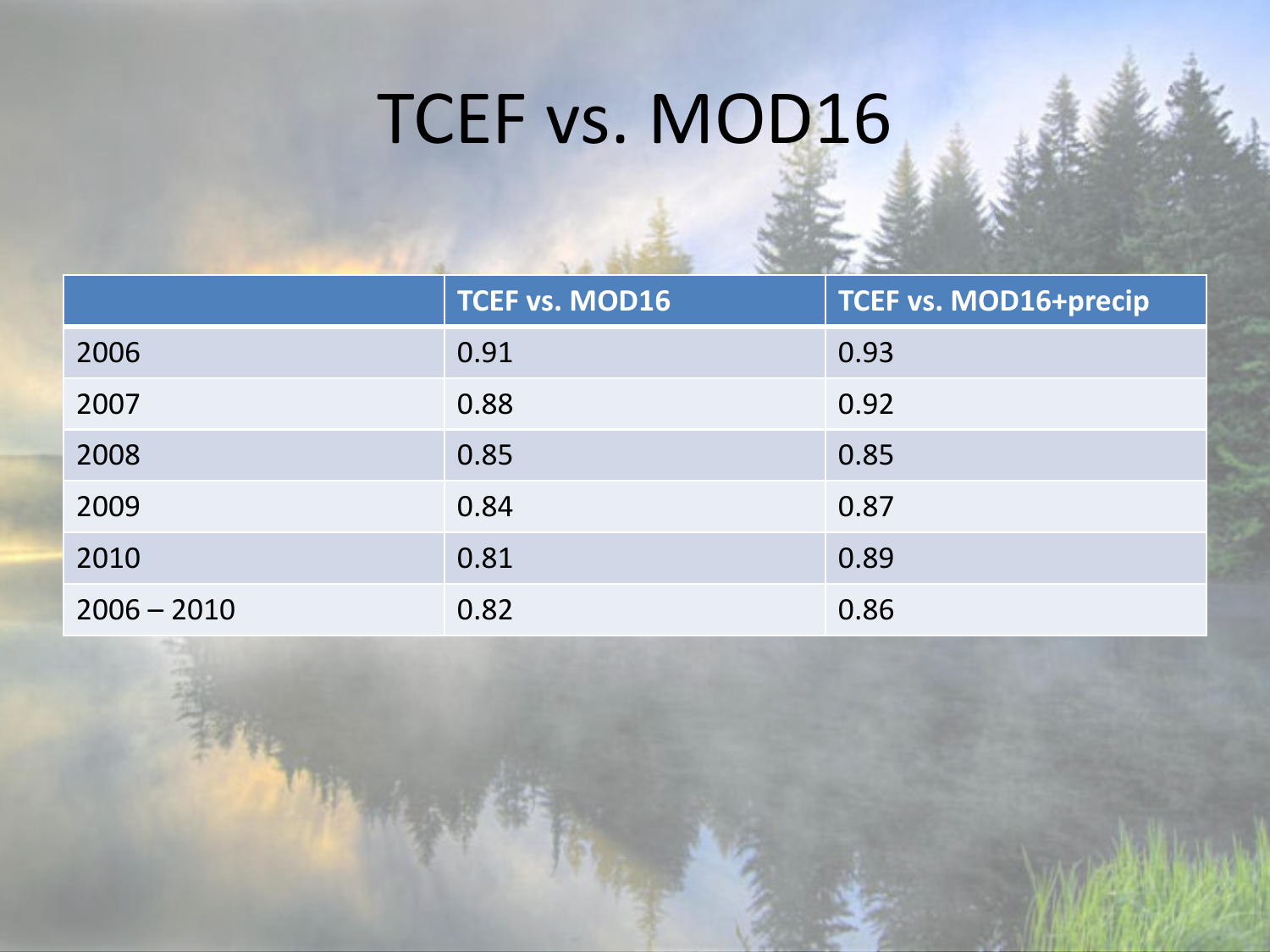# TCEF vs. MOD16

| | TCEF vs. MOD16 | TCEF vs. MOD16+precip |
|---|---|---|
| 2006 | 0.91 | 0.93 |
| 2007 | 0.88 | 0.92 |
| 2008 | 0.85 | 0.85 |
| 2009 | 0.84 | 0.87 |
| 2010 | 0.81 | 0.89 |
| 2006 – 2010 | 0.82 | 0.86 |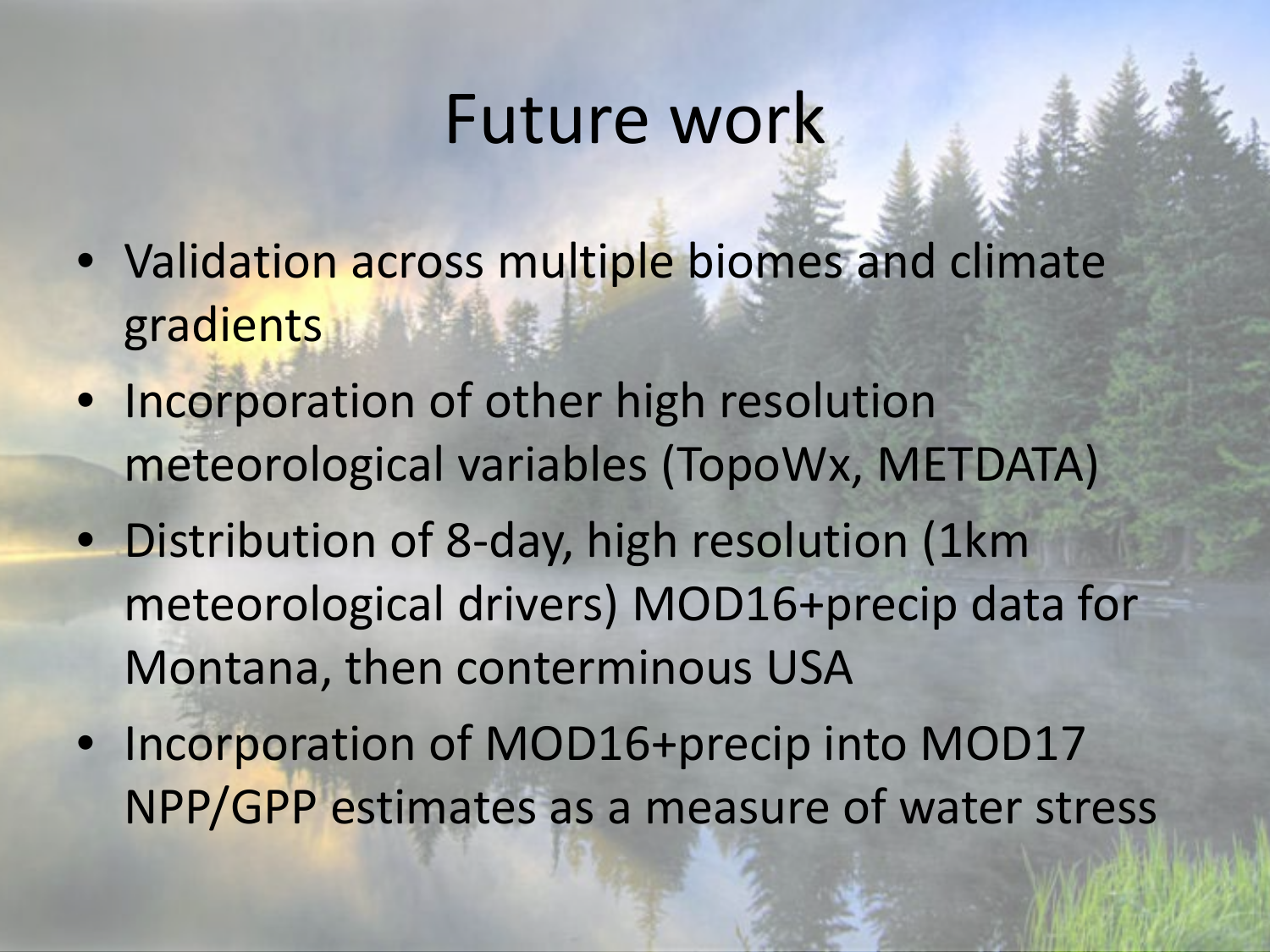# Future work

- Validation across multiple biomes and climate gradients
- Incorporation of other high resolution meteorological variables (TopoWx, METDATA)
- Distribution of 8-day, high resolution (1km meteorological drivers) MOD16+precip data for Montana, then conterminous USA
- Incorporation of MOD16+precip into MOD17 NPP/GPP estimates as a measure of water stress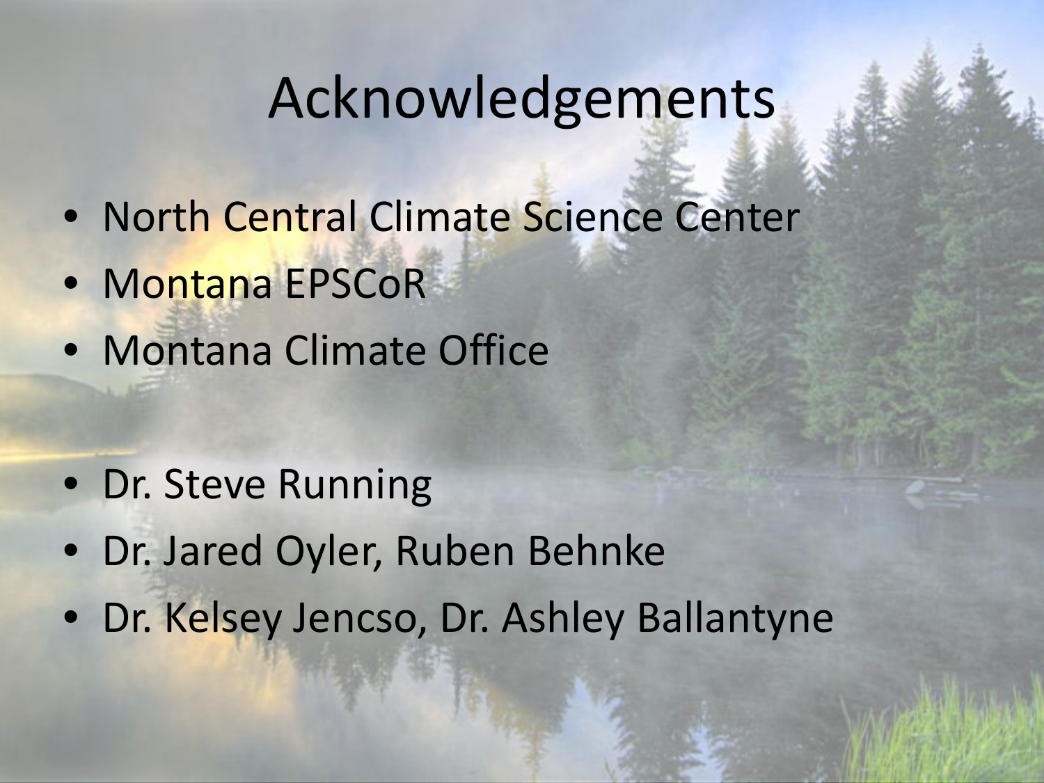# Acknowledgements

- North Central Climate Science Center
- Montana EPSCoR
- Montana Climate Office

- Dr. Steve Running
- Dr. Jared Oyler, Ruben Behnke
- Dr. Kelsey Jencso, Dr. Ashley Ballantyne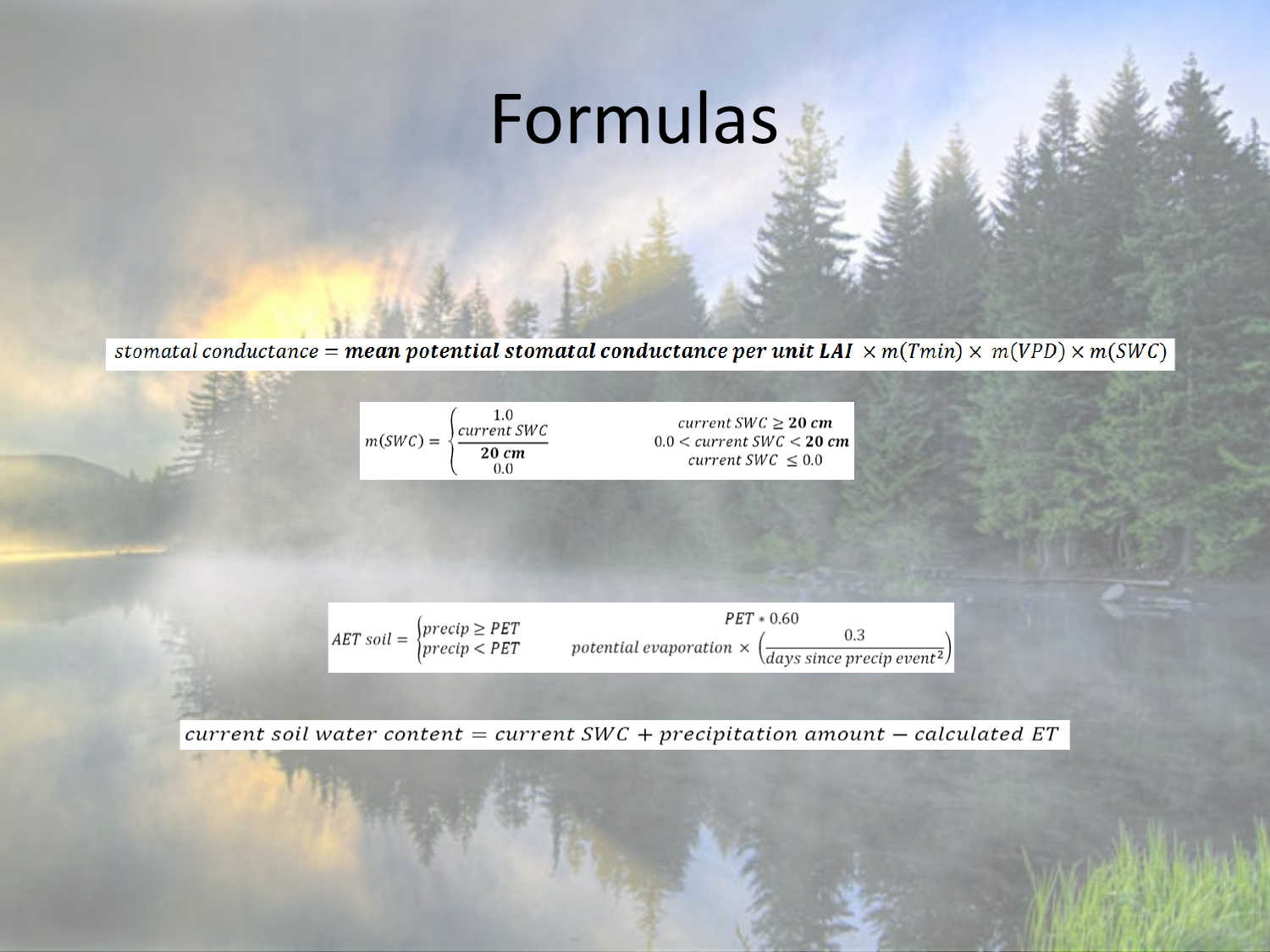# Formulas

$$\text{stomatal conductance} = \textbf{mean potential stomatal conductance per unit LAI} \times m(Tmin) \times m(VPD) \times m(SWC)$$

$$m(SWC) = \begin{cases} 1.0 & \text{current } SWC \geq \textbf{20 cm} \\ \dfrac{\text{current } SWC}{\textbf{20 cm}} & 0.0 < \text{current } SWC < \textbf{20 cm} \\ 0.0 & \text{current } SWC \leq 0.0 \end{cases}$$

$$AET\ soil = \begin{cases} precip \geq PET & PET * 0.60 \\ precip < PET & \text{potential evaporation} \times \left(\dfrac{0.3}{\text{days since precip event}^2}\right) \end{cases}$$

$$\text{current soil water content} = \text{current } SWC + \text{precipitation amount} - \text{calculated } ET$$